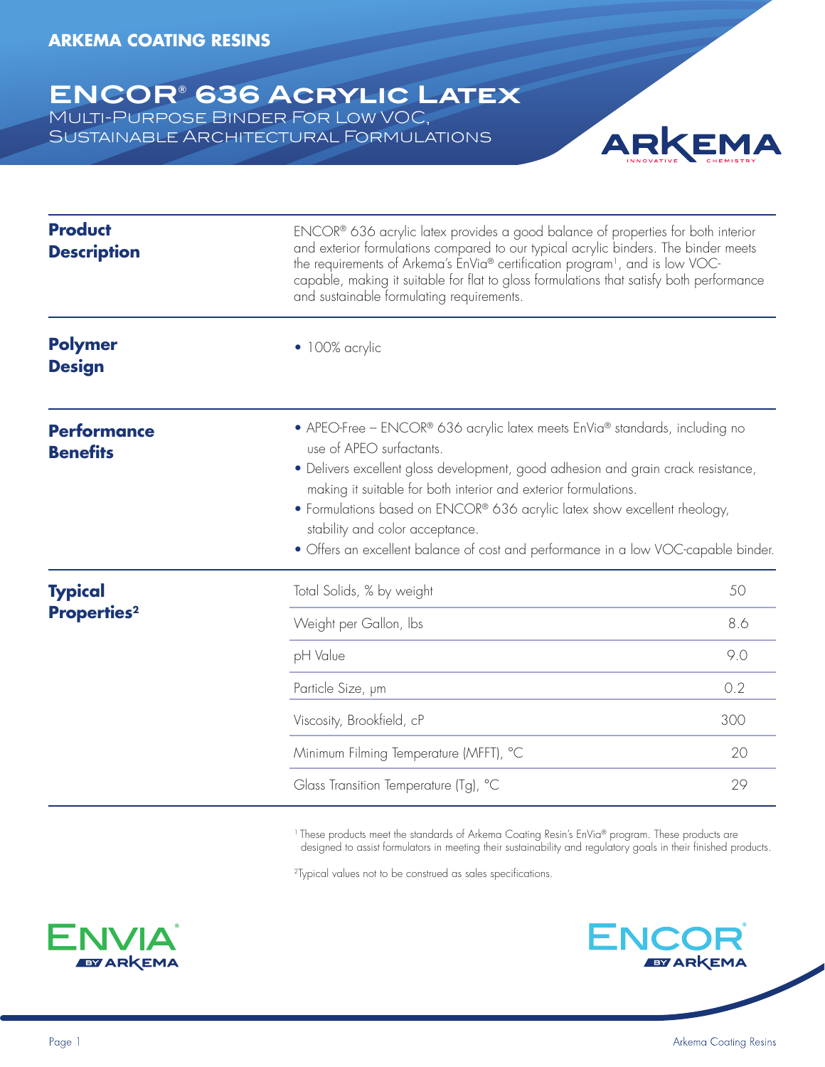ARKEMA COATING RESINS

# ENCOR® 636 Acrylic Latex

## Multi-Purpose Binder For Low VOC, Sustainable Architectural Formulations

### Product Description

ENCOR® 636 acrylic latex provides a good balance of properties for both interior and exterior formulations compared to our typical acrylic binders. The binder meets the requirements of Arkema's EnVia® certification program[1], and is low VOC-capable, making it suitable for flat to gloss formulations that satisfy both performance and sustainable formulating requirements.

### Polymer Design

- 100% acrylic

### Performance Benefits

- APEO-Free – ENCOR® 636 acrylic latex meets EnVia® standards, including no use of APEO surfactants.
- Delivers excellent gloss development, good adhesion and grain crack resistance, making it suitable for both interior and exterior formulations.
- Formulations based on ENCOR® 636 acrylic latex show excellent rheology, stability and color acceptance.
- Offers an excellent balance of cost and performance in a low VOC-capable binder.

### Typical Properties[2]

| Property | Value |
| --- | --- |
| Total Solids, % by weight | 50 |
| Weight per Gallon, lbs | 8.6 |
| pH Value | 9.0 |
| Particle Size, μm | 0.2 |
| Viscosity, Brookfield, cP | 300 |
| Minimum Filming Temperature (MFFT), °C | 20 |
| Glass Transition Temperature (Tg), °C | 29 |

[1] These products meet the standards of Arkema Coating Resin's EnVia® program. These products are designed to assist formulators in meeting their sustainability and regulatory goals in their finished products.

[2] Typical values not to be construed as sales specifications.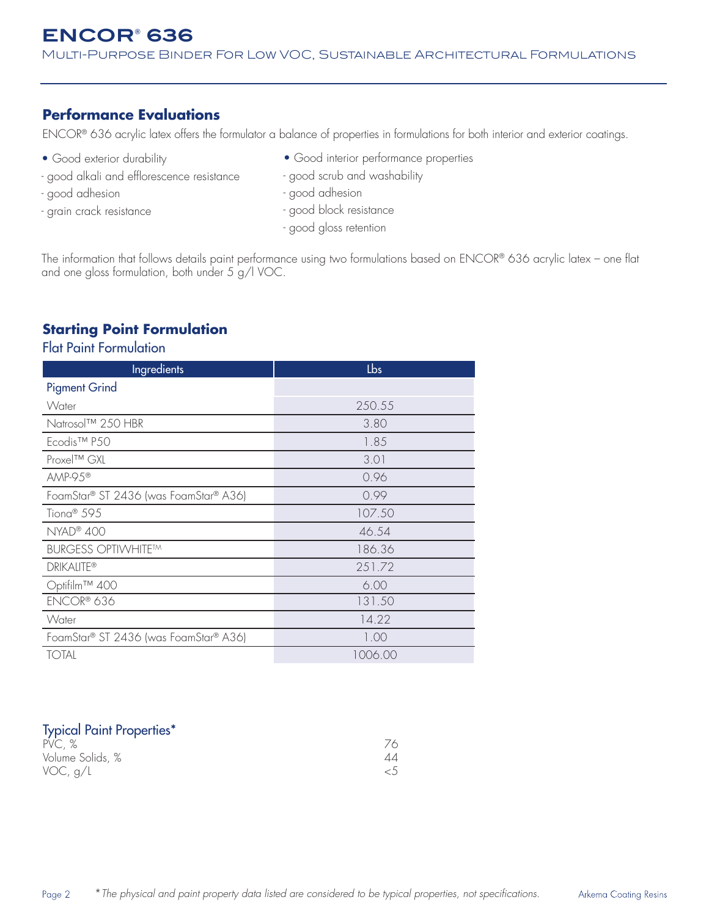# ENCOR® 636

Multi-Purpose Binder For Low VOC, Sustainable Architectural Formulations

## Performance Evaluations

ENCOR® 636 acrylic latex offers the formulator a balance of properties in formulations for both interior and exterior coatings.

- Good exterior durability
  - good alkali and efflorescence resistance
  - good adhesion
  - grain crack resistance
- Good interior performance properties
  - good scrub and washability
  - good adhesion
  - good block resistance
  - good gloss retention

The information that follows details paint performance using two formulations based on ENCOR® 636 acrylic latex – one flat and one gloss formulation, both under 5 g/l VOC.

## Starting Point Formulation

### Flat Paint Formulation

| Ingredients | Lbs |
|---|---|
| **Pigment Grind** | |
| Water | 250.55 |
| Natrosol™ 250 HBR | 3.80 |
| Ecodis™ P50 | 1.85 |
| Proxel™ GXL | 3.01 |
| AMP-95® | 0.96 |
| FoamStar® ST 2436 (was FoamStar® A36) | 0.99 |
| Tiona® 595 | 107.50 |
| NYAD® 400 | 46.54 |
| BURGESS OPTIWHITE™ | 186.36 |
| DRIKALITE® | 251.72 |
| Optifilm™ 400 | 6.00 |
| ENCOR® 636 | 131.50 |
| Water | 14.22 |
| FoamStar® ST 2436 (was FoamStar® A36) | 1.00 |
| TOTAL | 1006.00 |

### Typical Paint Properties*

| | |
|---|---|
| PVC, % | 76 |
| Volume Solids, % | 44 |
| VOC, g/L | <5 |

*\* The physical and paint property data listed are considered to be typical properties, not specifications.*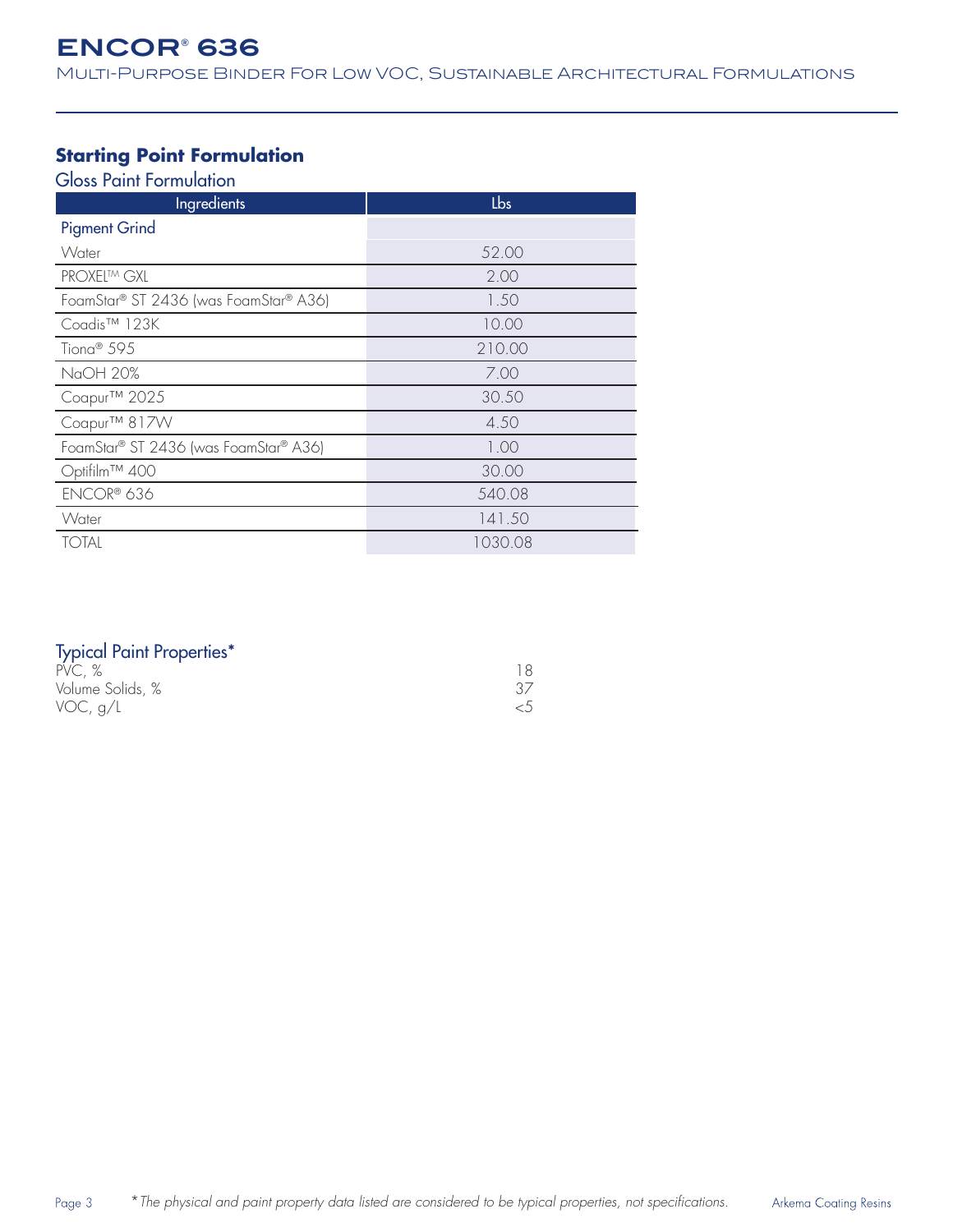## Starting Point Formulation

### Gloss Paint Formulation

| Ingredients | Lbs |
|---|---|
| **Pigment Grind** | |
| Water | 52.00 |
| PROXEL™ GXL | 2.00 |
| FoamStar® ST 2436 (was FoamStar® A36) | 1.50 |
| Coadis™ 123K | 10.00 |
| Tiona® 595 | 210.00 |
| NaOH 20% | 7.00 |
| Coapur™ 2025 | 30.50 |
| Coapur™ 817W | 4.50 |
| FoamStar® ST 2436 (was FoamStar® A36) | 1.00 |
| Optifilm™ 400 | 30.00 |
| ENCOR® 636 | 540.08 |
| Water | 141.50 |
| TOTAL | 1030.08 |

### Typical Paint Properties*

| | |
|---|---|
| PVC, % | 18 |
| Volume Solids, % | 37 |
| VOC, g/L | <5 |

*The physical and paint property data listed are considered to be typical properties, not specifications.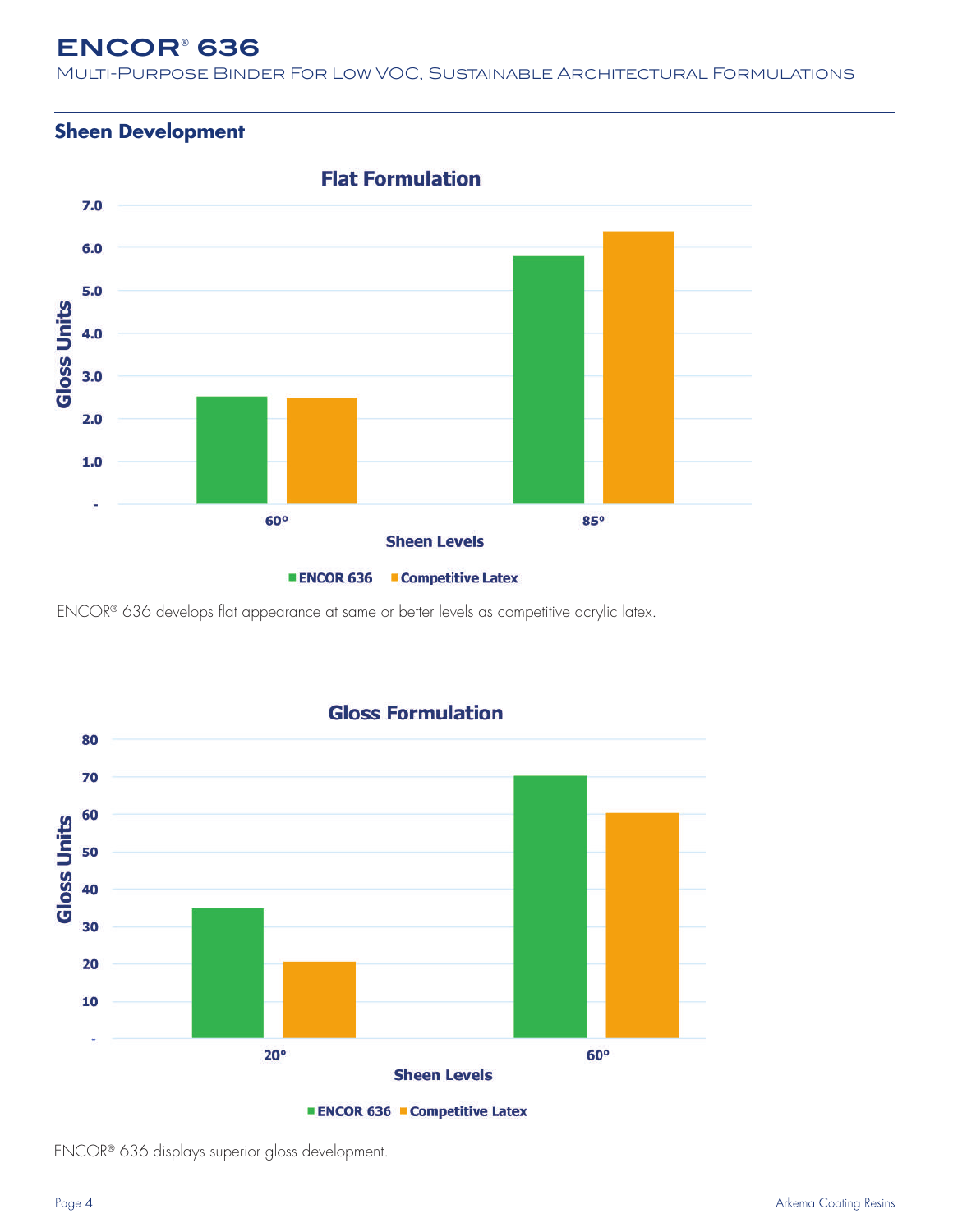## Sheen Development

ENCOR® 636 develops flat appearance at same or better levels as competitive acrylic latex.

ENCOR® 636 displays superior gloss development.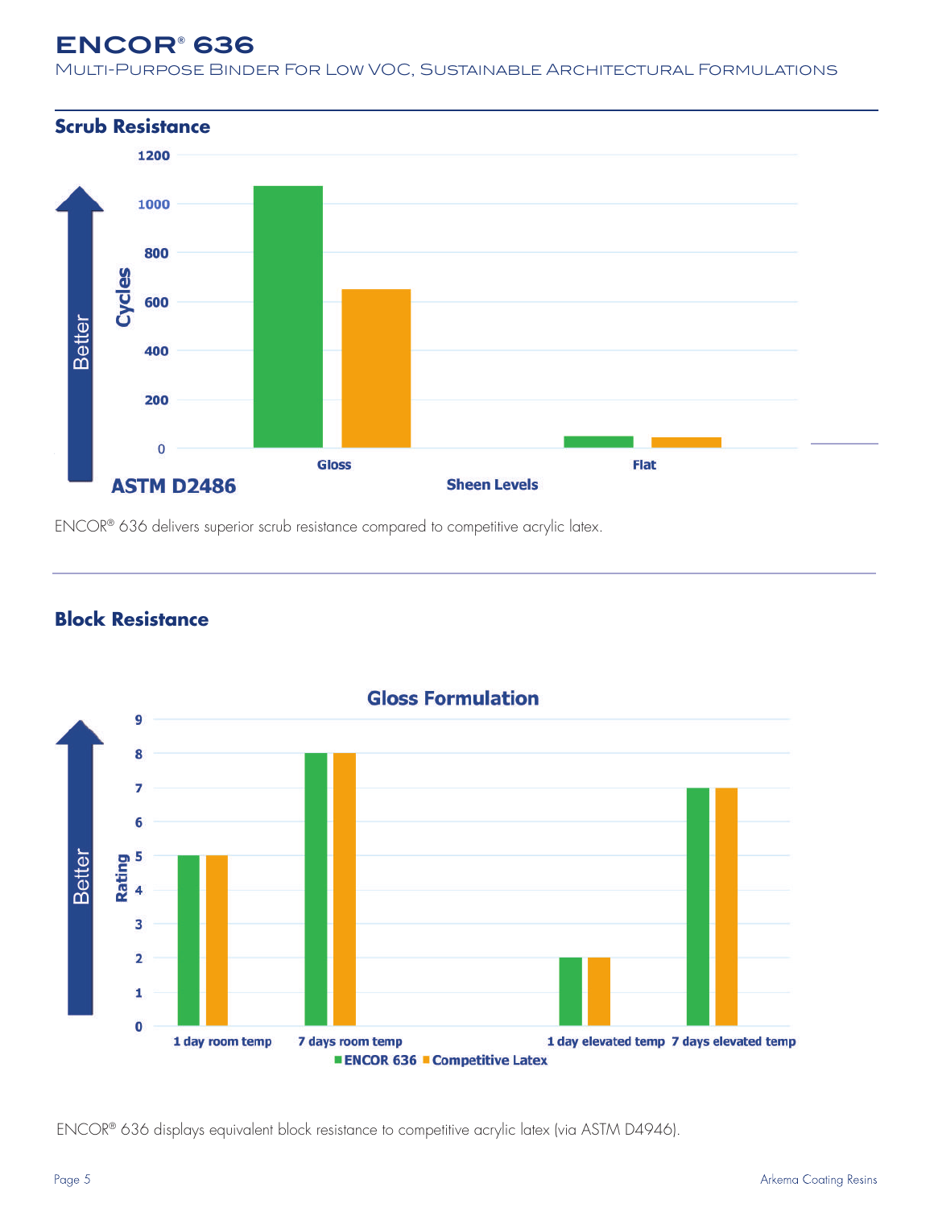## Scrub Resistance

ENCOR® 636 delivers superior scrub resistance compared to competitive acrylic latex.

## Block Resistance

ENCOR® 636 displays equivalent block resistance to competitive acrylic latex (via ASTM D4946).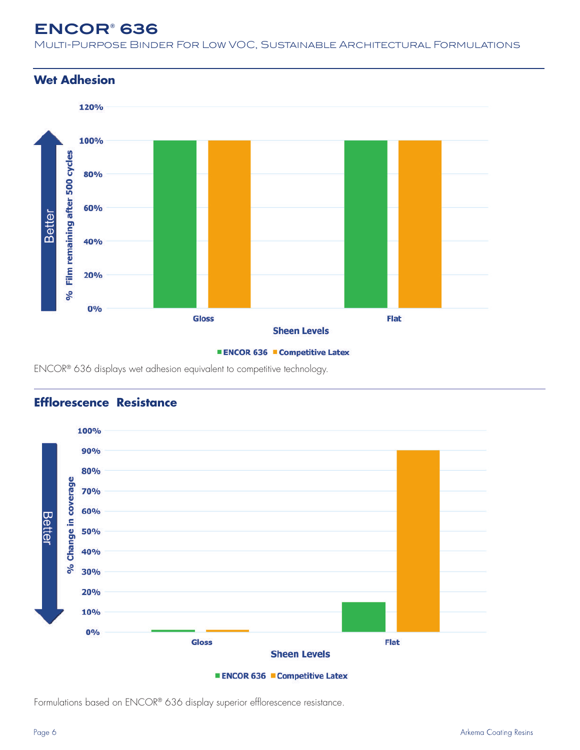## Wet Adhesion

ENCOR® 636 displays wet adhesion equivalent to competitive technology.

## Efflorescence Resistance

Formulations based on ENCOR® 636 display superior efflorescence resistance.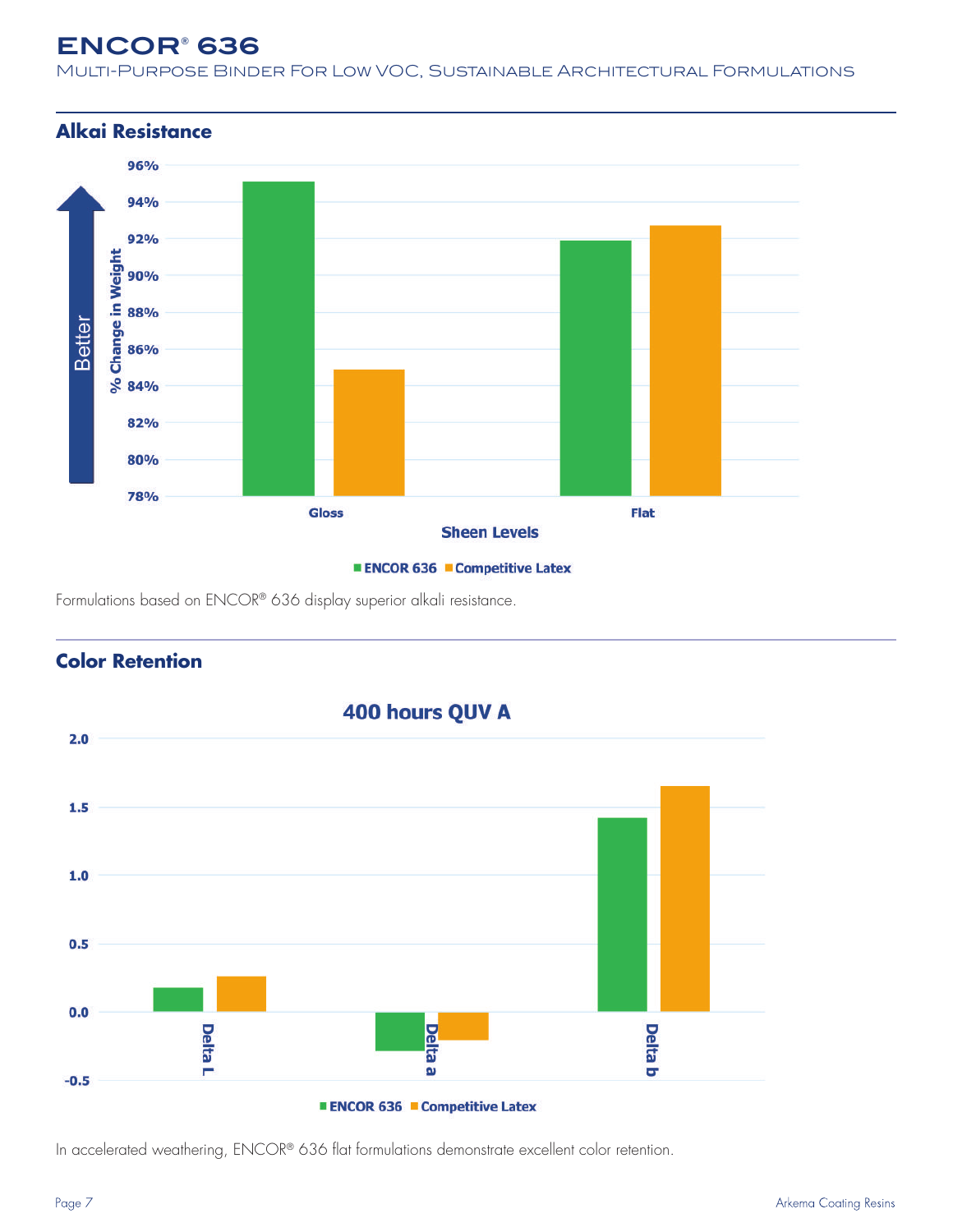## Alkai Resistance

Formulations based on ENCOR® 636 display superior alkali resistance.

## Color Retention

In accelerated weathering, ENCOR® 636 flat formulations demonstrate excellent color retention.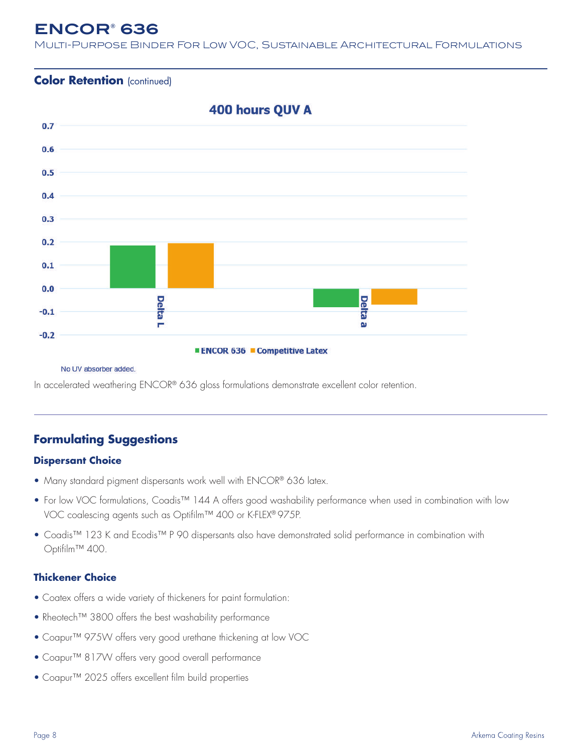## Color Retention (continued)

400 hours QUV A

No UV absorber added.

In accelerated weathering ENCOR® 636 gloss formulations demonstrate excellent color retention.

## Formulating Suggestions

### Dispersant Choice

- Many standard pigment dispersants work well with ENCOR® 636 latex.
- For low VOC formulations, Coadis™ 144 A offers good washability performance when used in combination with low VOC coalescing agents such as Optifilm™ 400 or K-FLEX® 975P.
- Coadis™ 123 K and Ecodis™ P 90 dispersants also have demonstrated solid performance in combination with Optifilm™ 400.

### Thickener Choice

- Coatex offers a wide variety of thickeners for paint formulation:
- Rheotech™ 3800 offers the best washability performance
- Coapur™ 975W offers very good urethane thickening at low VOC
- Coapur™ 817W offers very good overall performance
- Coapur™ 2025 offers excellent film build properties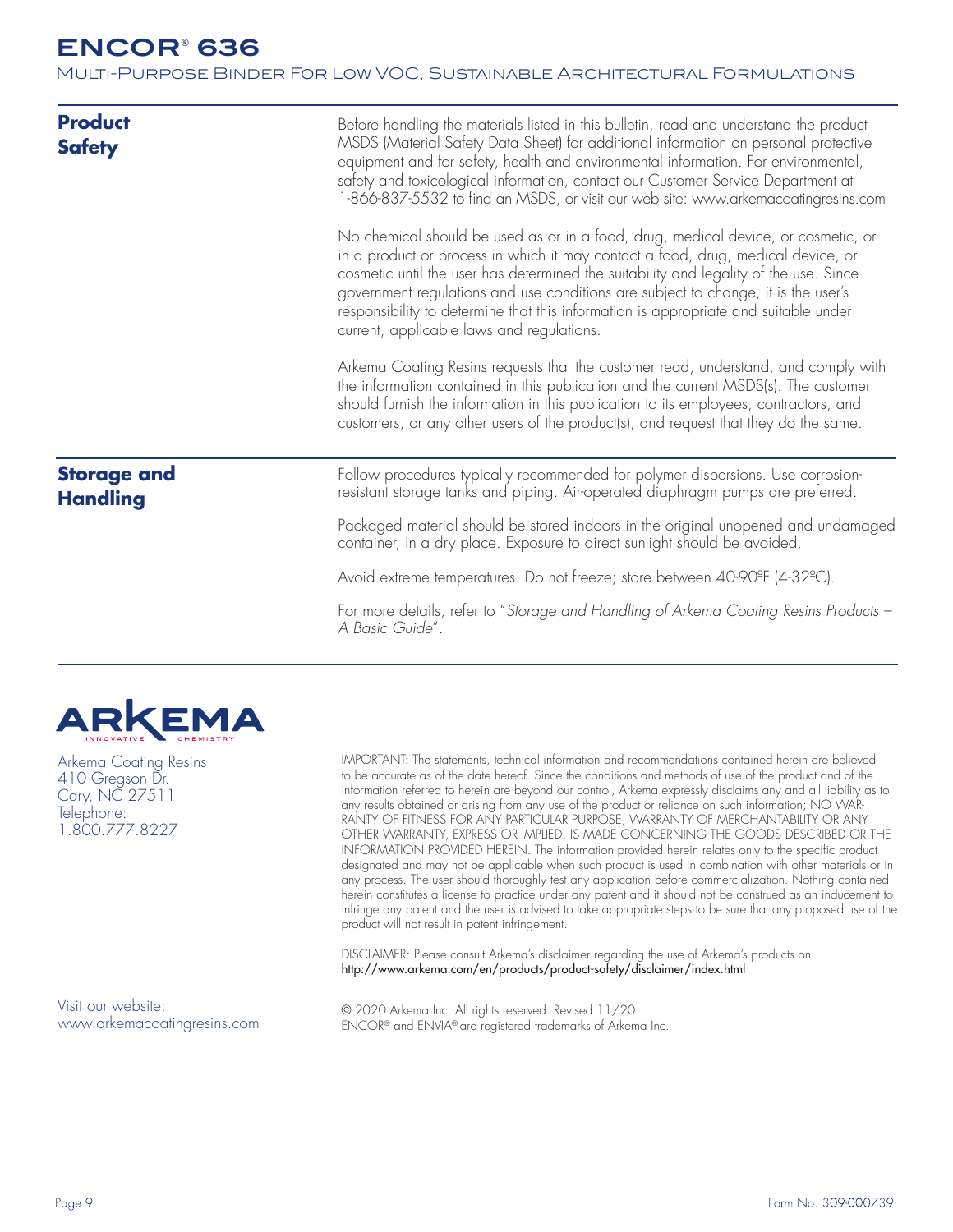## Product Safety

Before handling the materials listed in this bulletin, read and understand the product MSDS (Material Safety Data Sheet) for additional information on personal protective equipment and for safety, health and environmental information. For environmental, safety and toxicological information, contact our Customer Service Department at 1-866-837-5532 to find an MSDS, or visit our web site: www.arkemacoatingresins.com

No chemical should be used as or in a food, drug, medical device, or cosmetic, or in a product or process in which it may contact a food, drug, medical device, or cosmetic until the user has determined the suitability and legality of the use. Since government regulations and use conditions are subject to change, it is the user's responsibility to determine that this information is appropriate and suitable under current, applicable laws and regulations.

Arkema Coating Resins requests that the customer read, understand, and comply with the information contained in this publication and the current MSDS(s). The customer should furnish the information in this publication to its employees, contractors, and customers, or any other users of the product(s), and request that they do the same.

## Storage and Handling

Follow procedures typically recommended for polymer dispersions. Use corrosion-resistant storage tanks and piping. Air-operated diaphragm pumps are preferred.

Packaged material should be stored indoors in the original unopened and undamaged container, in a dry place. Exposure to direct sunlight should be avoided.

Avoid extreme temperatures. Do not freeze; store between 40-90ºF (4-32ºC).

For more details, refer to "*Storage and Handling of Arkema Coating Resins Products – A Basic Guide*".

ARKEMA
INNOVATIVE CHEMISTRY

Arkema Coating Resins
410 Gregson Dr.
Cary, NC 27511
Telephone:
1.800.777.8227

IMPORTANT: The statements, technical information and recommendations contained herein are believed to be accurate as of the date hereof. Since the conditions and methods of use of the product and of the information referred to herein are beyond our control, Arkema expressly disclaims any and all liability as to any results obtained or arising from any use of the product or reliance on such information; NO WARRANTY OF FITNESS FOR ANY PARTICULAR PURPOSE, WARRANTY OF MERCHANTABILITY OR ANY OTHER WARRANTY, EXPRESS OR IMPLIED, IS MADE CONCERNING THE GOODS DESCRIBED OR THE INFORMATION PROVIDED HEREIN. The information provided herein relates only to the specific product designated and may not be applicable when such product is used in combination with other materials or in any process. The user should thoroughly test any application before commercialization. Nothing contained herein constitutes a license to practice under any patent and it should not be construed as an inducement to infringe any patent and the user is advised to take appropriate steps to be sure that any proposed use of the product will not result in patent infringement.

DISCLAIMER: Please consult Arkema's disclaimer regarding the use of Arkema's products on
http://www.arkema.com/en/products/product-safety/disclaimer/index.html

Visit our website:
www.arkemacoatingresins.com

© 2020 Arkema Inc. All rights reserved. Revised 11/20
ENCOR® and ENVIA® are registered trademarks of Arkema Inc.

Form No. 309-000739